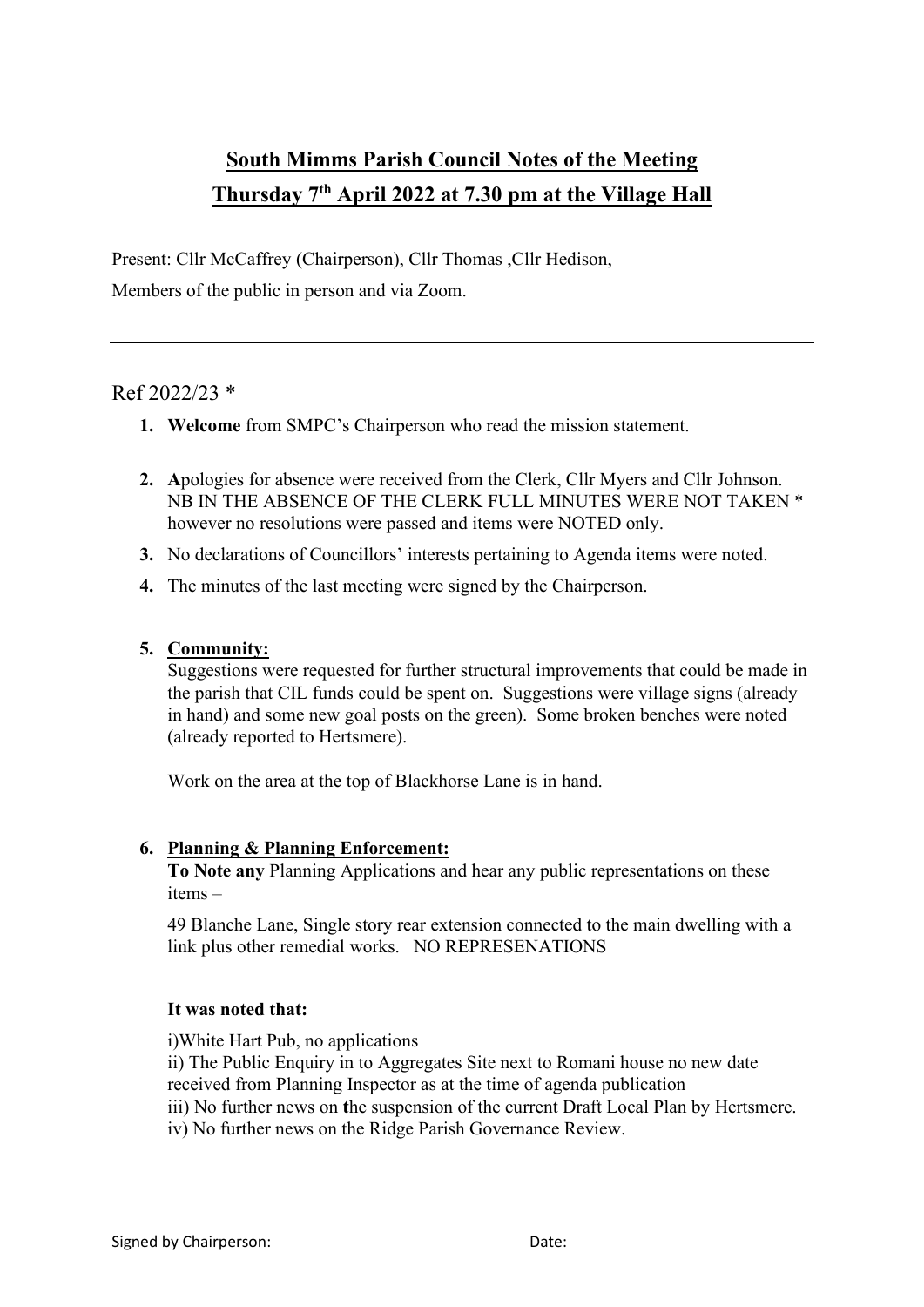# South Mimms Parish Council Notes of the Meeting

## Thursday 7th April 2022 at 7.30 pm at the Village Hall

Present: Cllr McCaffrey (Chairperson), Cllr Thomas ,Cllr Hedison,

Members of the public in person and via Zoom.

---

Ref 2022/23 *

1. **Welcome** from SMPC's Chairperson who read the mission statement.

2. **A**pologies for absence were received from the Clerk, Cllr Myers and Cllr Johnson. NB IN THE ABSENCE OF THE CLERK FULL MINUTES WERE NOT TAKEN * however no resolutions were passed and items were NOTED only.

3. No declarations of Councillors' interests pertaining to Agenda items were noted.

4. The minutes of the last meeting were signed by the Chairperson.

5. **Community:**

   Suggestions were requested for further structural improvements that could be made in the parish that CIL funds could be spent on. Suggestions were village signs (already in hand) and some new goal posts on the green). Some broken benches were noted (already reported to Hertsmere).

   Work on the area at the top of Blackhorse Lane is in hand.

6. **Planning & Planning Enforcement:**

   **To Note any** Planning Applications and hear any public representations on these items –

   49 Blanche Lane, Single story rear extension connected to the main dwelling with a link plus other remedial works. NO REPRESENATIONS

   **It was noted that:**

   i)White Hart Pub, no applications
   ii) The Public Enquiry in to Aggregates Site next to Romani house no new date received from Planning Inspector as at the time of agenda publication
   iii) No further news on the suspension of the current Draft Local Plan by Hertsmere.
   iv) No further news on the Ridge Parish Governance Review.

Signed by Chairperson: Date: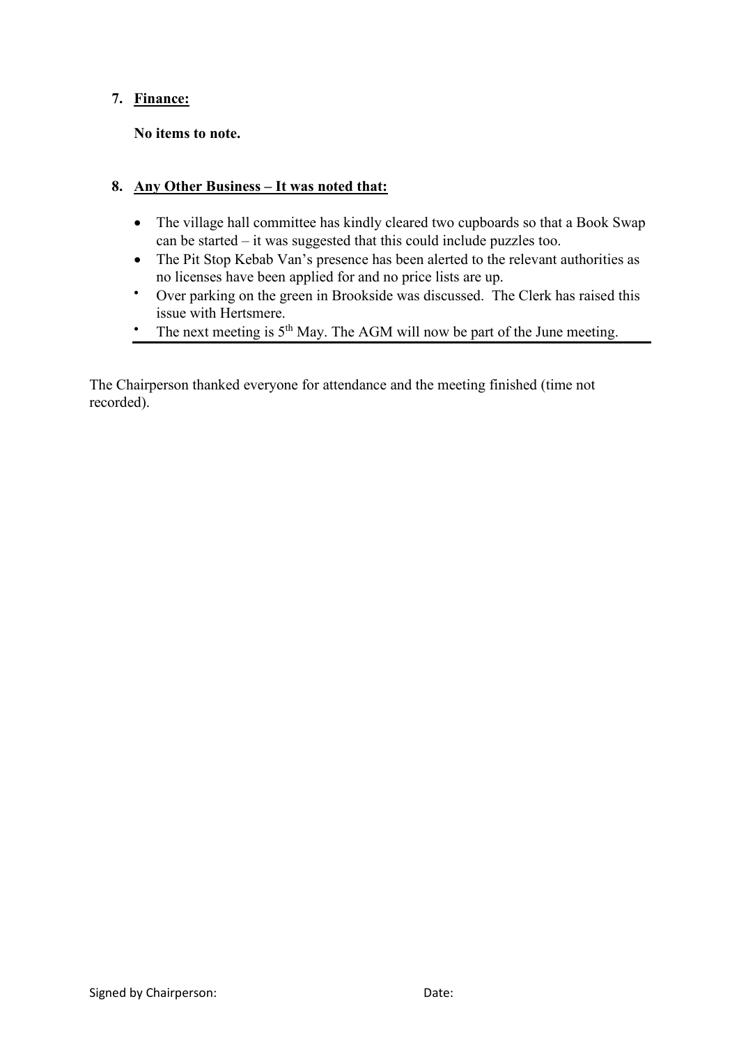7. **Finance:**

   **No items to note.**

8. **Any Other Business – It was noted that:**

   - The village hall committee has kindly cleared two cupboards so that a Book Swap can be started – it was suggested that this could include puzzles too.
   - The Pit Stop Kebab Van's presence has been alerted to the relevant authorities as no licenses have been applied for and no price lists are up.
   - Over parking on the green in Brookside was discussed. The Clerk has raised this issue with Hertsmere.
   - The next meeting is 5th May. The AGM will now be part of the June meeting.

The Chairperson thanked everyone for attendance and the meeting finished (time not recorded).

Signed by Chairperson: Date: